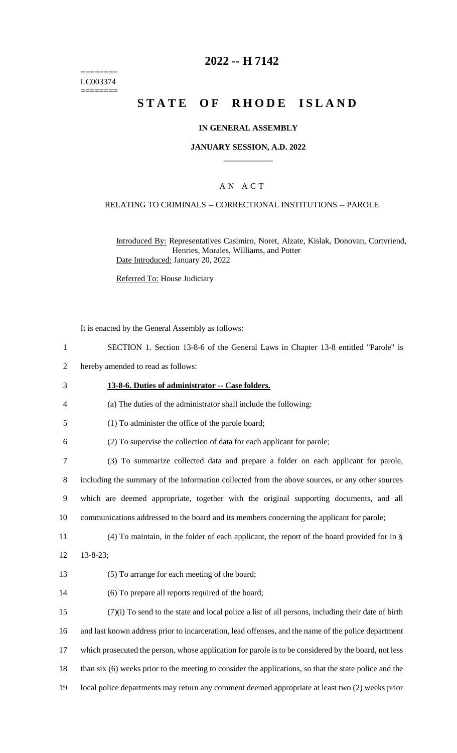========
LC003374
========

# 2022 -- H 7142

# STATE OF RHODE ISLAND

**IN GENERAL ASSEMBLY**

**JANUARY SESSION, A.D. 2022**

A N A C T

RELATING TO CRIMINALS -- CORRECTIONAL INSTITUTIONS -- PAROLE

Introduced By: Representatives Casimiro, Noret, Alzate, Kislak, Donovan, Cortvriend, Henries, Morales, Williams, and Potter

Date Introduced: January 20, 2022

Referred To: House Judiciary

It is enacted by the General Assembly as follows:

SECTION 1. Section 13-8-6 of the General Laws in Chapter 13-8 entitled "Parole" is hereby amended to read as follows:

**13-8-6. Duties of administrator -- Case folders.**

(a) The duties of the administrator shall include the following:

(1) To administer the office of the parole board;

(2) To supervise the collection of data for each applicant for parole;

(3) To summarize collected data and prepare a folder on each applicant for parole, including the summary of the information collected from the above sources, or any other sources which are deemed appropriate, together with the original supporting documents, and all communications addressed to the board and its members concerning the applicant for parole;

(4) To maintain, in the folder of each applicant, the report of the board provided for in § 13-8-23;

(5) To arrange for each meeting of the board;

(6) To prepare all reports required of the board;

(7)(i) To send to the state and local police a list of all persons, including their date of birth and last known address prior to incarceration, lead offenses, and the name of the police department which prosecuted the person, whose application for parole is to be considered by the board, not less than six (6) weeks prior to the meeting to consider the applications, so that the state police and the local police departments may return any comment deemed appropriate at least two (2) weeks prior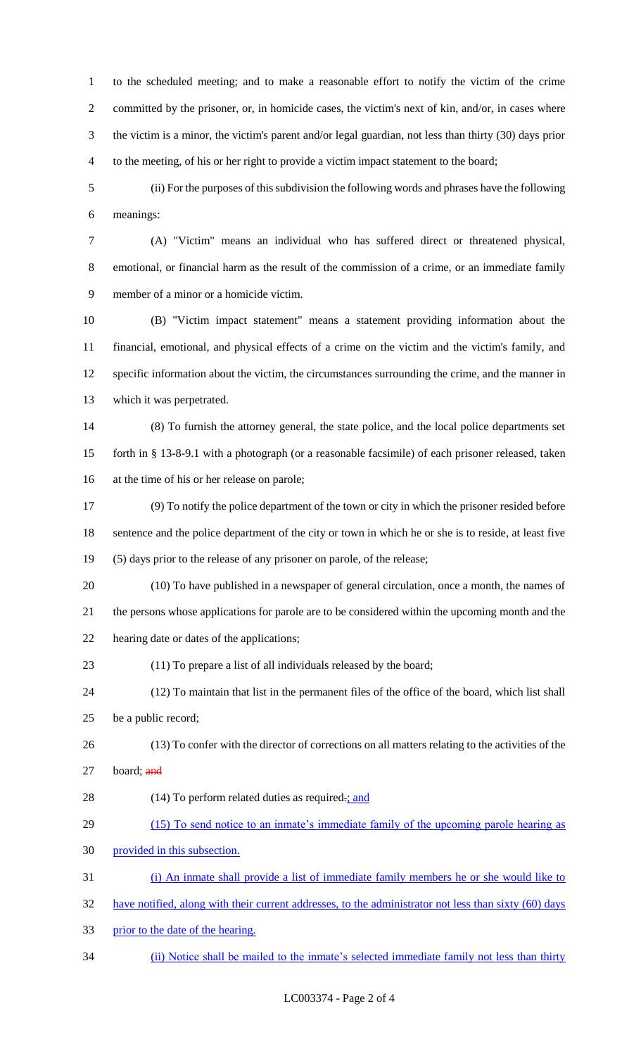to the scheduled meeting; and to make a reasonable effort to notify the victim of the crime committed by the prisoner, or, in homicide cases, the victim's next of kin, and/or, in cases where the victim is a minor, the victim's parent and/or legal guardian, not less than thirty (30) days prior to the meeting, of his or her right to provide a victim impact statement to the board;

(ii) For the purposes of this subdivision the following words and phrases have the following meanings:

(A) "Victim" means an individual who has suffered direct or threatened physical, emotional, or financial harm as the result of the commission of a crime, or an immediate family member of a minor or a homicide victim.

(B) "Victim impact statement" means a statement providing information about the financial, emotional, and physical effects of a crime on the victim and the victim's family, and specific information about the victim, the circumstances surrounding the crime, and the manner in which it was perpetrated.

(8) To furnish the attorney general, the state police, and the local police departments set forth in § 13-8-9.1 with a photograph (or a reasonable facsimile) of each prisoner released, taken at the time of his or her release on parole;

(9) To notify the police department of the town or city in which the prisoner resided before sentence and the police department of the city or town in which he or she is to reside, at least five (5) days prior to the release of any prisoner on parole, of the release;

(10) To have published in a newspaper of general circulation, once a month, the names of the persons whose applications for parole are to be considered within the upcoming month and the hearing date or dates of the applications;

(11) To prepare a list of all individuals released by the board;

(12) To maintain that list in the permanent files of the office of the board, which list shall be a public record;

(13) To confer with the director of corrections on all matters relating to the activities of the board; ~~and~~

(14) To perform related duties as required~~.~~; and

(15) To send notice to an inmate's immediate family of the upcoming parole hearing as provided in this subsection.

(i) An inmate shall provide a list of immediate family members he or she would like to have notified, along with their current addresses, to the administrator not less than sixty (60) days prior to the date of the hearing.

(ii) Notice shall be mailed to the inmate's selected immediate family not less than thirty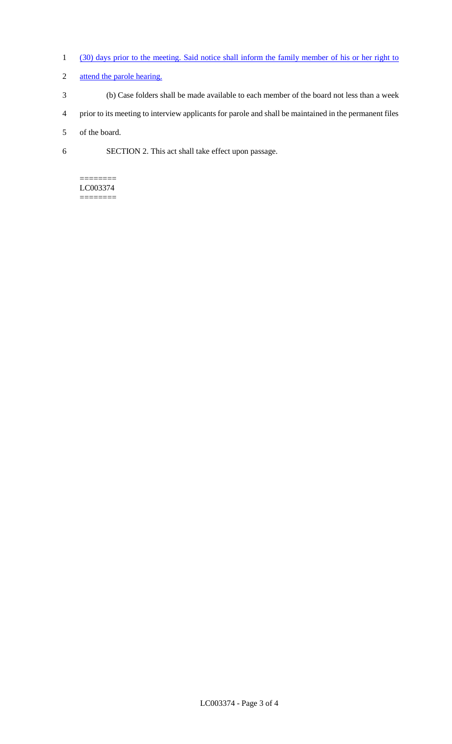(30) days prior to the meeting. Said notice shall inform the family member of his or her right to attend the parole hearing.

(b) Case folders shall be made available to each member of the board not less than a week prior to its meeting to interview applicants for parole and shall be maintained in the permanent files of the board.

SECTION 2. This act shall take effect upon passage.

========
LC003374
========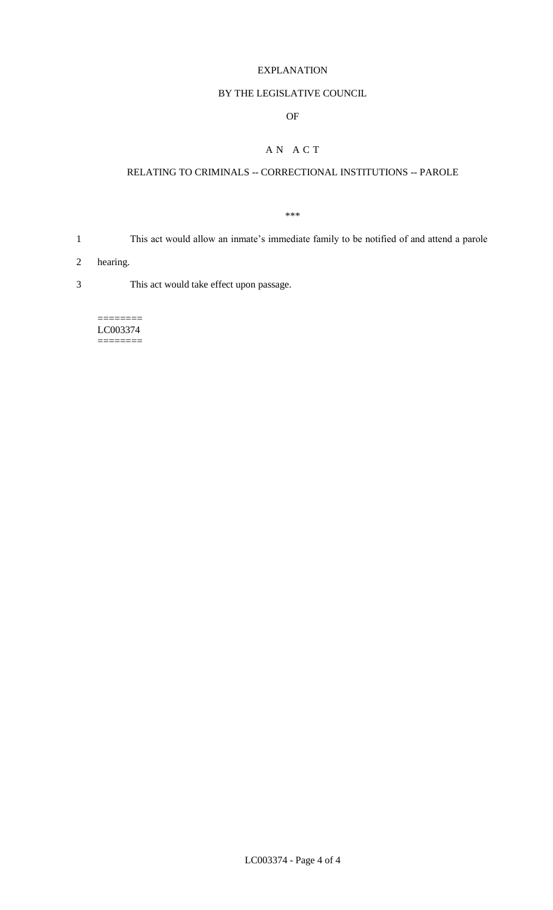EXPLANATION

BY THE LEGISLATIVE COUNCIL

OF

A N A C T

RELATING TO CRIMINALS -- CORRECTIONAL INSTITUTIONS -- PAROLE

\*\*\*

1 This act would allow an inmate's immediate family to be notified of and attend a parole

2 hearing.

3 This act would take effect upon passage.

========
LC003374
========